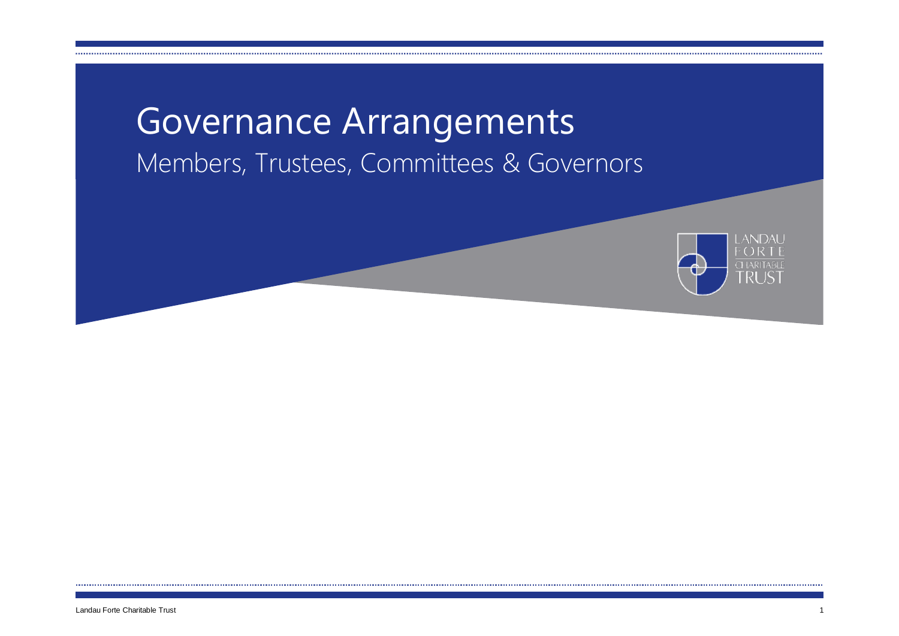# Governance Arrangements

## Members, Trustees, Committees & Governors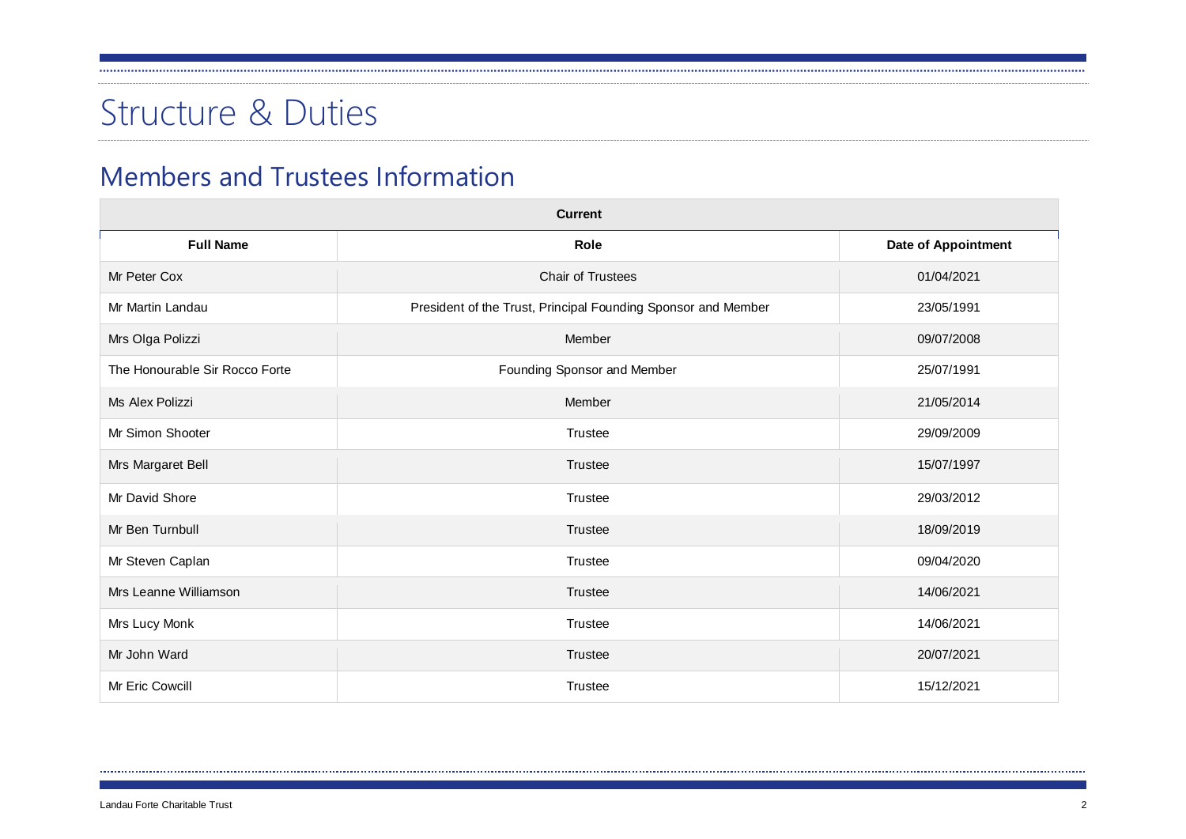# Structure & Duties

## Members and Trustees Information

| Current | | |
|---|---|---|
| **Full Name** | **Role** | **Date of Appointment** |
| Mr Peter Cox | Chair of Trustees | 01/04/2021 |
| Mr Martin Landau | President of the Trust, Principal Founding Sponsor and Member | 23/05/1991 |
| Mrs Olga Polizzi | Member | 09/07/2008 |
| The Honourable Sir Rocco Forte | Founding Sponsor and Member | 25/07/1991 |
| Ms Alex Polizzi | Member | 21/05/2014 |
| Mr Simon Shooter | Trustee | 29/09/2009 |
| Mrs Margaret Bell | Trustee | 15/07/1997 |
| Mr David Shore | Trustee | 29/03/2012 |
| Mr Ben Turnbull | Trustee | 18/09/2019 |
| Mr Steven Caplan | Trustee | 09/04/2020 |
| Mrs Leanne Williamson | Trustee | 14/06/2021 |
| Mrs Lucy Monk | Trustee | 14/06/2021 |
| Mr John Ward | Trustee | 20/07/2021 |
| Mr Eric Cowcill | Trustee | 15/12/2021 |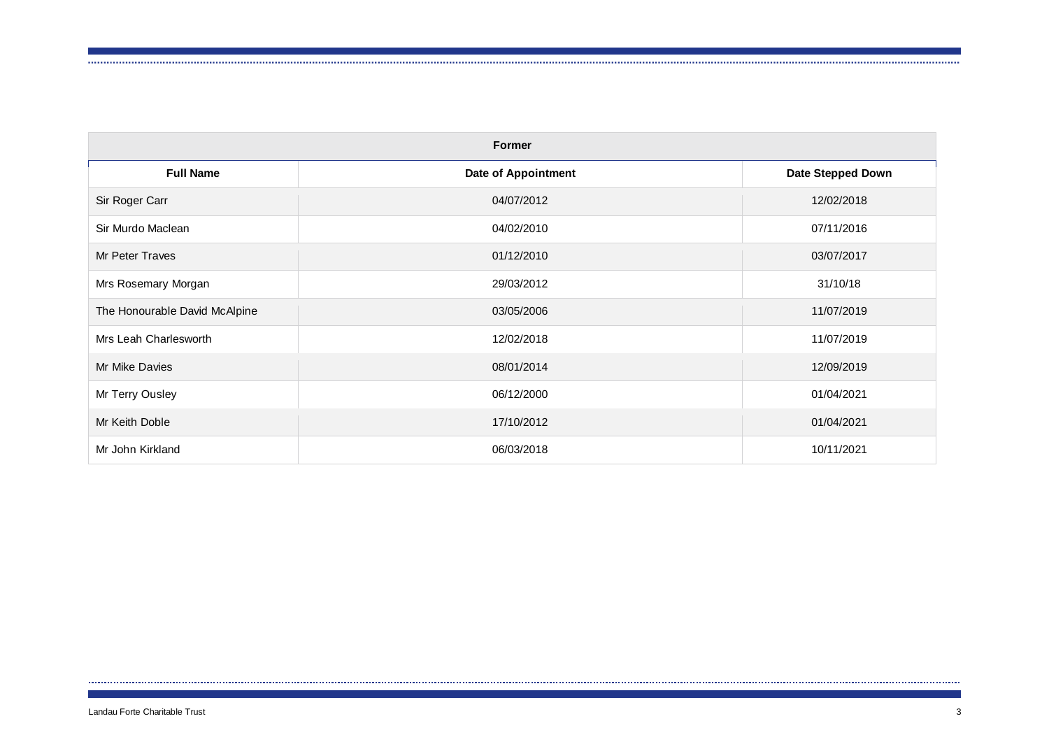| Former | | |
|---|---|---|
| **Full Name** | **Date of Appointment** | **Date Stepped Down** |
| Sir Roger Carr | 04/07/2012 | 12/02/2018 |
| Sir Murdo Maclean | 04/02/2010 | 07/11/2016 |
| Mr Peter Traves | 01/12/2010 | 03/07/2017 |
| Mrs Rosemary Morgan | 29/03/2012 | 31/10/18 |
| The Honourable David McAlpine | 03/05/2006 | 11/07/2019 |
| Mrs Leah Charlesworth | 12/02/2018 | 11/07/2019 |
| Mr Mike Davies | 08/01/2014 | 12/09/2019 |
| Mr Terry Ousley | 06/12/2000 | 01/04/2021 |
| Mr Keith Doble | 17/10/2012 | 01/04/2021 |
| Mr John Kirkland | 06/03/2018 | 10/11/2021 |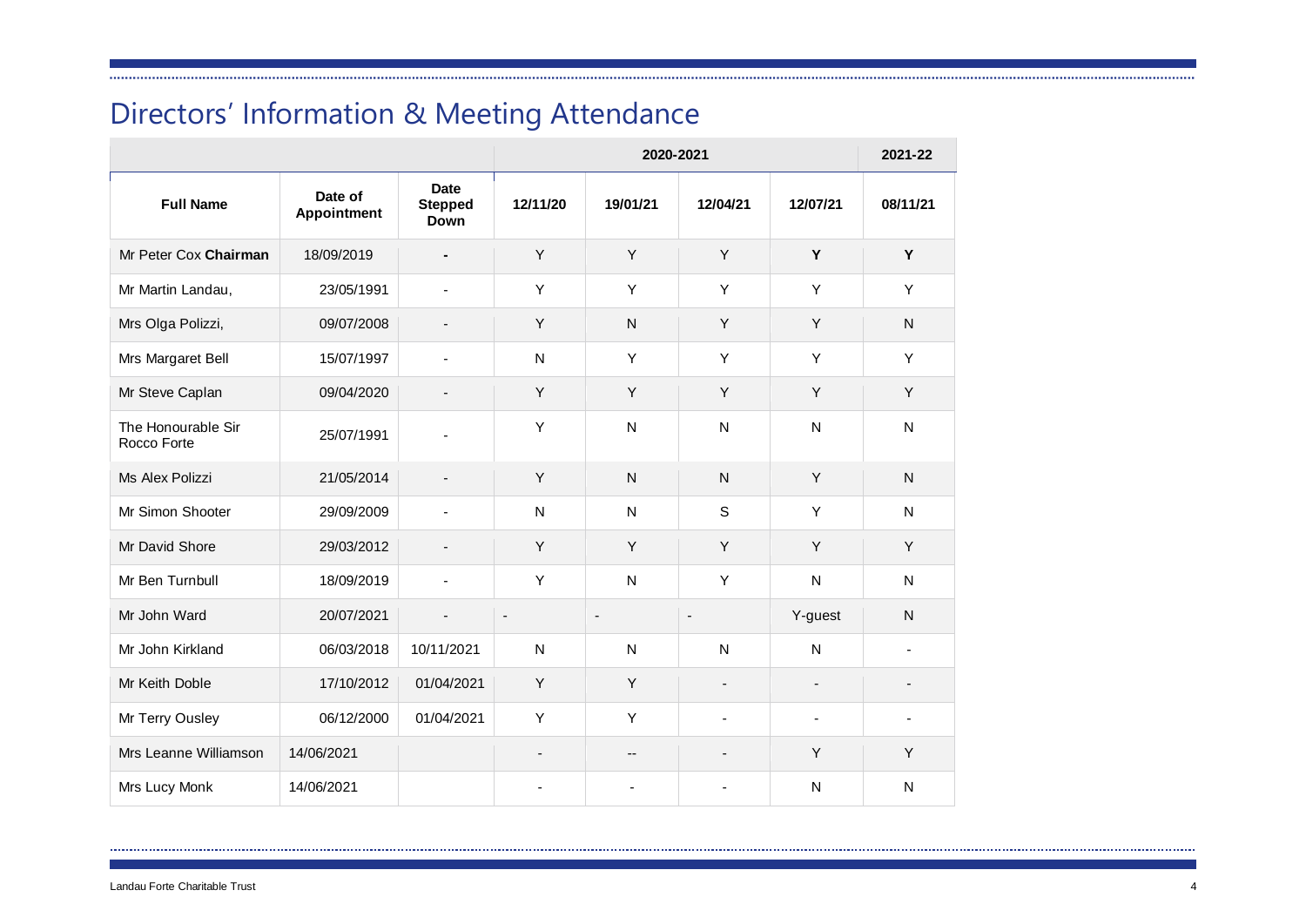# Directors' Information & Meeting Attendance

| | | | 2020-2021 | | | | 2021-22 |
|---|---|---|---|---|---|---|---|
| **Full Name** | **Date of Appointment** | **Date Stepped Down** | **12/11/20** | **19/01/21** | **12/04/21** | **12/07/21** | **08/11/21** |
| Mr Peter Cox **Chairman** | 18/09/2019 | **-** | Y | Y | Y | **Y** | **Y** |
| Mr Martin Landau, | 23/05/1991 | - | Y | Y | Y | Y | Y |
| Mrs Olga Polizzi, | 09/07/2008 | - | Y | N | Y | Y | N |
| Mrs Margaret Bell | 15/07/1997 | - | N | Y | Y | Y | Y |
| Mr Steve Caplan | 09/04/2020 | - | Y | Y | Y | Y | Y |
| The Honourable Sir Rocco Forte | 25/07/1991 | - | Y | N | N | N | N |
| Ms Alex Polizzi | 21/05/2014 | - | Y | N | N | Y | N |
| Mr Simon Shooter | 29/09/2009 | - | N | N | S | Y | N |
| Mr David Shore | 29/03/2012 | - | Y | Y | Y | Y | Y |
| Mr Ben Turnbull | 18/09/2019 | - | Y | N | Y | N | N |
| Mr John Ward | 20/07/2021 | - | - | - | - | Y-guest | N |
| Mr John Kirkland | 06/03/2018 | 10/11/2021 | N | N | N | N | - |
| Mr Keith Doble | 17/10/2012 | 01/04/2021 | Y | Y | - | - | - |
| Mr Terry Ousley | 06/12/2000 | 01/04/2021 | Y | Y | - | - | - |
| Mrs Leanne Williamson | 14/06/2021 | | - | -- | - | Y | Y |
| Mrs Lucy Monk | 14/06/2021 | | - | - | - | N | N |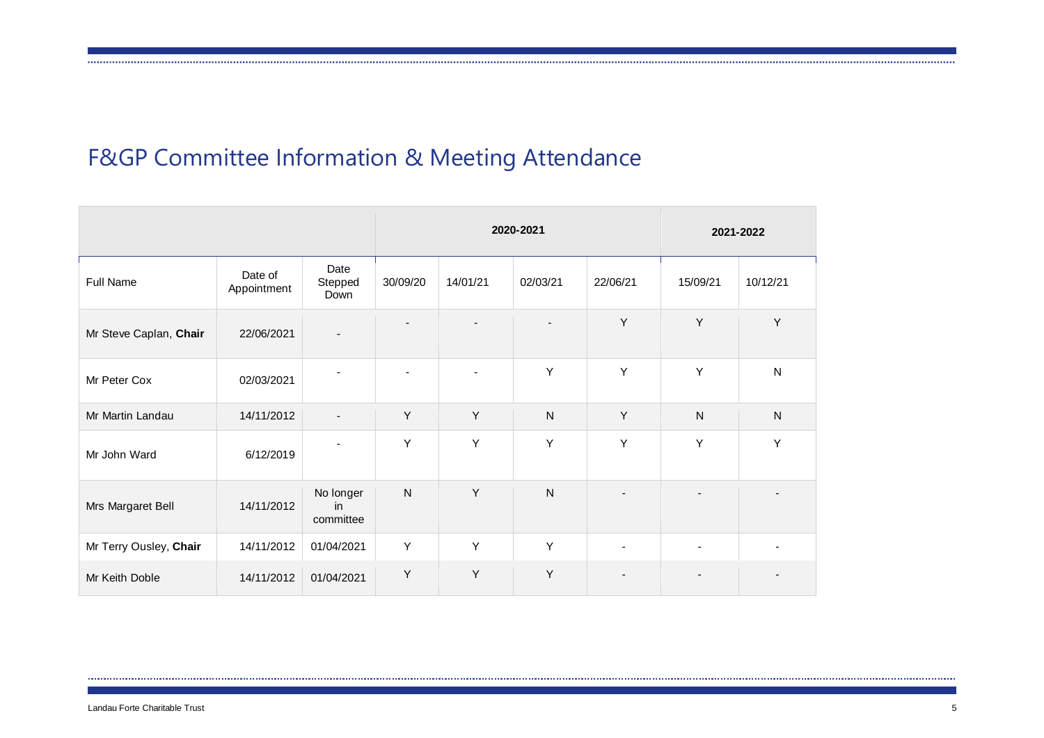# F&GP Committee Information & Meeting Attendance

| | | | 2020-2021 | | | | 2021-2022 | |
|---|---|---|---|---|---|---|---|---|
| Full Name | Date of Appointment | Date Stepped Down | 30/09/20 | 14/01/21 | 02/03/21 | 22/06/21 | 15/09/21 | 10/12/21 |
| Mr Steve Caplan, **Chair** | 22/06/2021 | - | - | - | - | Y | Y | Y |
| Mr Peter Cox | 02/03/2021 | - | - | - | Y | Y | Y | N |
| Mr Martin Landau | 14/11/2012 | - | Y | Y | N | Y | N | N |
| Mr John Ward | 6/12/2019 | - | Y | Y | Y | Y | Y | Y |
| Mrs Margaret Bell | 14/11/2012 | No longer in committee | N | Y | N | - | - | - |
| Mr Terry Ousley, **Chair** | 14/11/2012 | 01/04/2021 | Y | Y | Y | - | - | - |
| Mr Keith Doble | 14/11/2012 | 01/04/2021 | Y | Y | Y | - | - | - |

Landau Forte Charitable Trust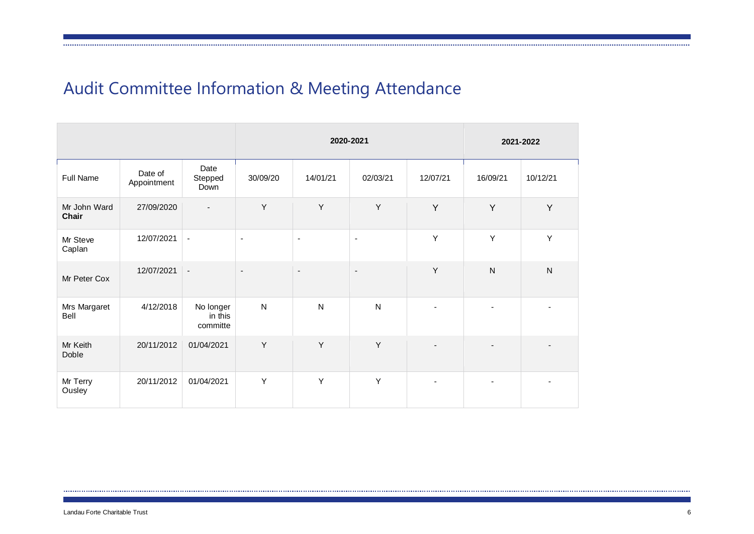# Audit Committee Information & Meeting Attendance

| | | | 2020-2021 | | | | 2021-2022 | |
|---|---|---|---|---|---|---|---|---|
| Full Name | Date of Appointment | Date Stepped Down | 30/09/20 | 14/01/21 | 02/03/21 | 12/07/21 | 16/09/21 | 10/12/21 |
| Mr John Ward **Chair** | 27/09/2020 | - | Y | Y | Y | Y | Y | Y |
| Mr Steve Caplan | 12/07/2021 | - | - | - | - | Y | Y | Y |
| Mr Peter Cox | 12/07/2021 | - | - | - | - | Y | N | N |
| Mrs Margaret Bell | 4/12/2018 | No longer in this committe | N | N | N | - | - | - |
| Mr Keith Doble | 20/11/2012 | 01/04/2021 | Y | Y | Y | - | - | - |
| Mr Terry Ousley | 20/11/2012 | 01/04/2021 | Y | Y | Y | - | - | - |

Landau Forte Charitable Trust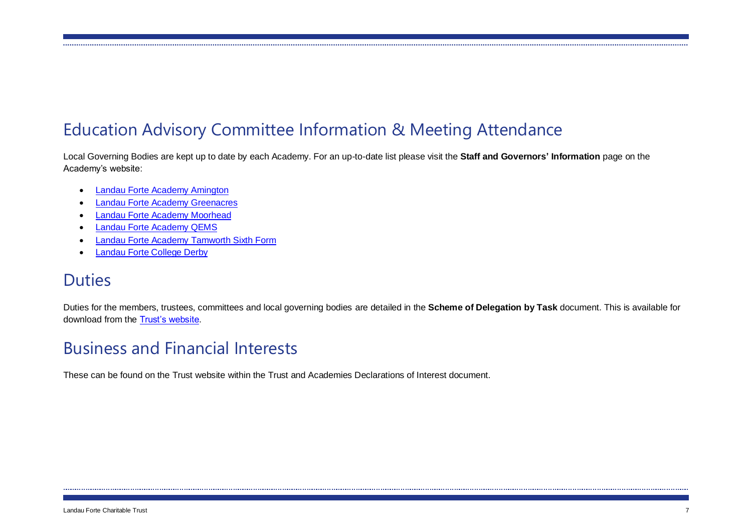## Education Advisory Committee Information & Meeting Attendance

Local Governing Bodies are kept up to date by each Academy. For an up-to-date list please visit the **Staff and Governors' Information** page on the Academy's website:

- Landau Forte Academy Amington
- Landau Forte Academy Greenacres
- Landau Forte Academy Moorhead
- Landau Forte Academy QEMS
- Landau Forte Academy Tamworth Sixth Form
- Landau Forte College Derby

## Duties

Duties for the members, trustees, committees and local governing bodies are detailed in the **Scheme of Delegation by Task** document. This is available for download from the Trust's website.

## Business and Financial Interests

These can be found on the Trust website within the Trust and Academies Declarations of Interest document.